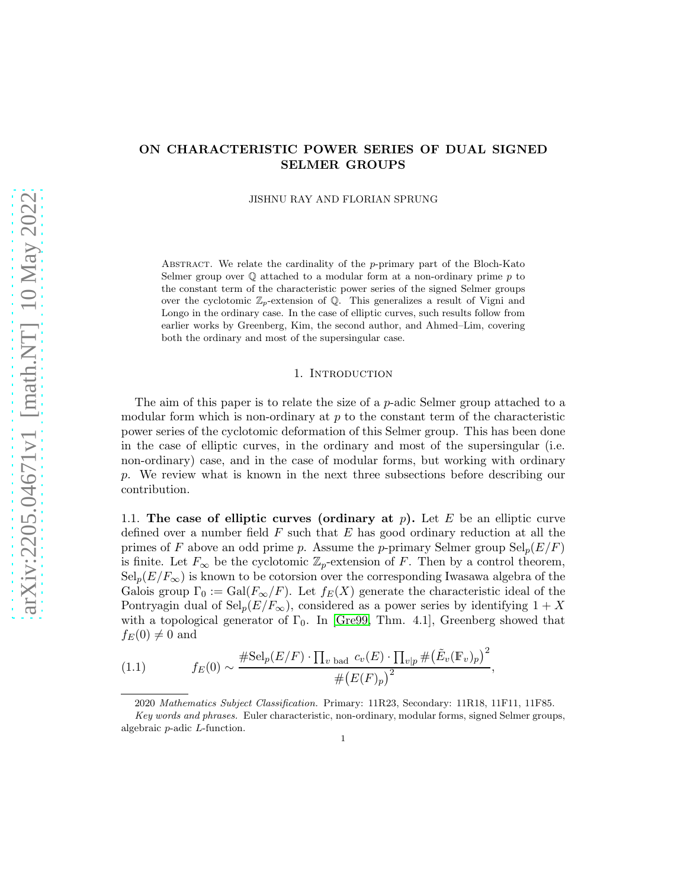# ON CHARACTERISTIC POWER SERIES OF DUAL SIGNED SELMER GROUPS

JISHNU RAY AND FLORIAN SPRUNG

Abstract. We relate the cardinality of the $p$-primary part of the Bloch-Kato Selmer group over $\mathbb{Q}$ attached to a modular form at a non-ordinary prime $p$ to the constant term of the characteristic power series of the signed Selmer groups over the cyclotomic $\mathbb{Z}_p$-extension of $\mathbb{Q}$. This generalizes a result of Vigni and Longo in the ordinary case. In the case of elliptic curves, such results follow from earlier works by Greenberg, Kim, the second author, and Ahmed–Lim, covering both the ordinary and most of the supersingular case.

## 1. Introduction

The aim of this paper is to relate the size of a $p$-adic Selmer group attached to a modular form which is non-ordinary at $p$ to the constant term of the characteristic power series of the cyclotomic deformation of this Selmer group. This has been done in the case of elliptic curves, in the ordinary and most of the supersingular (i.e. non-ordinary) case, and in the case of modular forms, but working with ordinary $p$. We review what is known in the next three subsections before describing our contribution.

### 1.1. The case of elliptic curves (ordinary at $p$).

Let $E$ be an elliptic curve defined over a number field $F$ such that $E$ has good ordinary reduction at all the primes of $F$ above an odd prime $p$. Assume the $p$-primary Selmer group $\mathrm{Sel}_p(E/F)$ is finite. Let $F_\infty$ be the cyclotomic $\mathbb{Z}_p$-extension of $F$. Then by a control theorem, $\mathrm{Sel}_p(E/F_\infty)$ is known to be cotorsion over the corresponding Iwasawa algebra of the Galois group $\Gamma_0 := \mathrm{Gal}(F_\infty/F)$. Let $f_E(X)$ generate the characteristic ideal of the Pontryagin dual of $\mathrm{Sel}_p(E/F_\infty)$, considered as a power series by identifying $1+X$ with a topological generator of $\Gamma_0$. In [Gre99, Thm. 4.1], Greenberg showed that $f_E(0) \neq 0$ and

$$
f_E(0) \sim \frac{\#\mathrm{Sel}_p(E/F) \cdot \prod_{v \text{ bad}} c_v(E) \cdot \prod_{v|p} \#\big(\tilde{E}_v(\mathbb{F}_v)_p\big)^2}{\#\big(E(F)_p\big)^2}, \tag{1.1}
$$

2020 *Mathematics Subject Classification.* Primary: 11R23, Secondary: 11R18, 11F11, 11F85.

*Key words and phrases.* Euler characteristic, non-ordinary, modular forms, signed Selmer groups, algebraic $p$-adic $L$-function.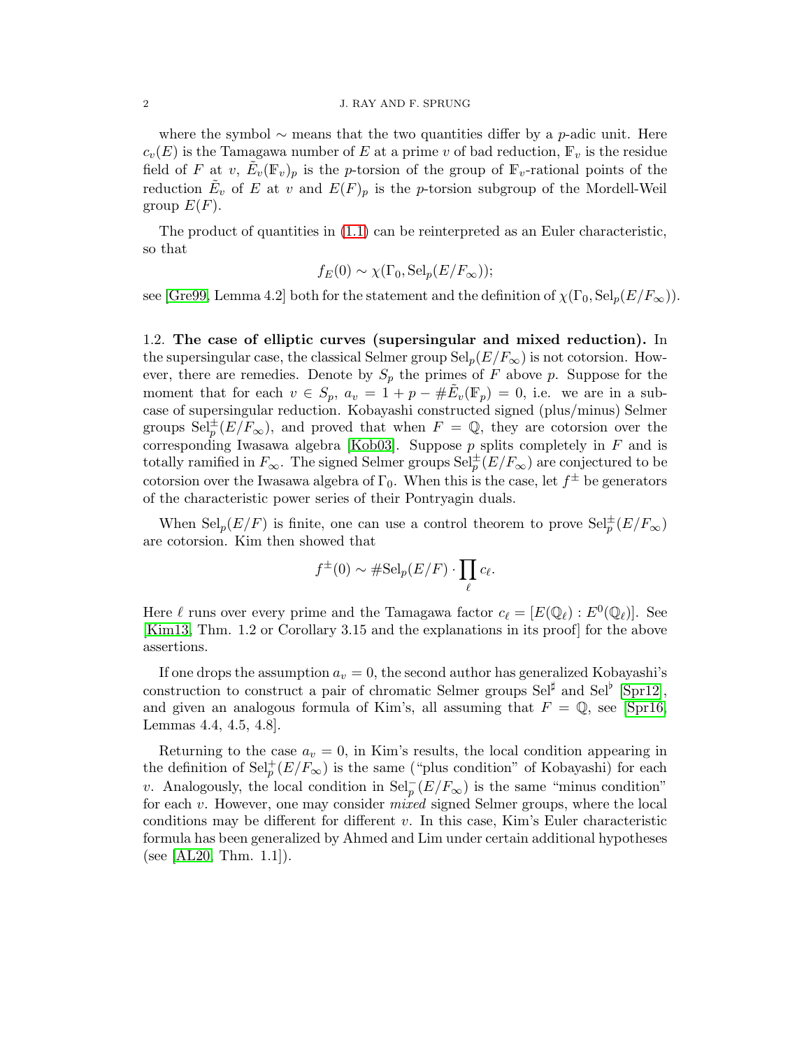where the symbol $\sim$ means that the two quantities differ by a $p$-adic unit. Here $c_v(E)$ is the Tamagawa number of $E$ at a prime $v$ of bad reduction, $\mathbb{F}_v$ is the residue field of $F$ at $v$, $\tilde{E}_v(\mathbb{F}_v)_p$ is the $p$-torsion of the group of $\mathbb{F}_v$-rational points of the reduction $\tilde{E}_v$ of $E$ at $v$ and $E(F)_p$ is the $p$-torsion subgroup of the Mordell-Weil group $E(F)$.

The product of quantities in (1.1) can be reinterpreted as an Euler characteristic, so that

$$f_E(0) \sim \chi(\Gamma_0, \mathrm{Sel}_p(E/F_\infty));$$

see [Gre99, Lemma 4.2] both for the statement and the definition of $\chi(\Gamma_0, \mathrm{Sel}_p(E/F_\infty))$.

1.2. **The case of elliptic curves (supersingular and mixed reduction).** In the supersingular case, the classical Selmer group $\mathrm{Sel}_p(E/F_\infty)$ is not cotorsion. However, there are remedies. Denote by $S_p$ the primes of $F$ above $p$. Suppose for the moment that for each $v \in S_p$, $a_v = 1 + p - \#\tilde{E}_v(\mathbb{F}_p) = 0$, i.e. we are in a subcase of supersingular reduction. Kobayashi constructed signed (plus/minus) Selmer groups $\mathrm{Sel}_p^{\pm}(E/F_\infty)$, and proved that when $F = \mathbb{Q}$, they are cotorsion over the corresponding Iwasawa algebra [Kob03]. Suppose $p$ splits completely in $F$ and is totally ramified in $F_\infty$. The signed Selmer groups $\mathrm{Sel}_p^{\pm}(E/F_\infty)$ are conjectured to be cotorsion over the Iwasawa algebra of $\Gamma_0$. When this is the case, let $f^{\pm}$ be generators of the characteristic power series of their Pontryagin duals.

When $\mathrm{Sel}_p(E/F)$ is finite, one can use a control theorem to prove $\mathrm{Sel}_p^{\pm}(E/F_\infty)$ are cotorsion. Kim then showed that

$$f^{\pm}(0) \sim \#\mathrm{Sel}_p(E/F) \cdot \prod_{\ell} c_\ell.$$

Here $\ell$ runs over every prime and the Tamagawa factor $c_\ell = [E(\mathbb{Q}_\ell) : E^0(\mathbb{Q}_\ell)]$. See [Kim13, Thm. 1.2 or Corollary 3.15 and the explanations in its proof] for the above assertions.

If one drops the assumption $a_v = 0$, the second author has generalized Kobayashi's construction to construct a pair of chromatic Selmer groups $\mathrm{Sel}^\sharp$ and $\mathrm{Sel}^\flat$ [Spr12], and given an analogous formula of Kim's, all assuming that $F = \mathbb{Q}$, see [Spr16, Lemmas 4.4, 4.5, 4.8].

Returning to the case $a_v = 0$, in Kim's results, the local condition appearing in the definition of $\mathrm{Sel}_p^{+}(E/F_\infty)$ is the same ("plus condition" of Kobayashi) for each $v$. Analogously, the local condition in $\mathrm{Sel}_p^{-}(E/F_\infty)$ is the same "minus condition" for each $v$. However, one may consider *mixed* signed Selmer groups, where the local conditions may be different for different $v$. In this case, Kim's Euler characteristic formula has been generalized by Ahmed and Lim under certain additional hypotheses (see [AL20, Thm. 1.1]).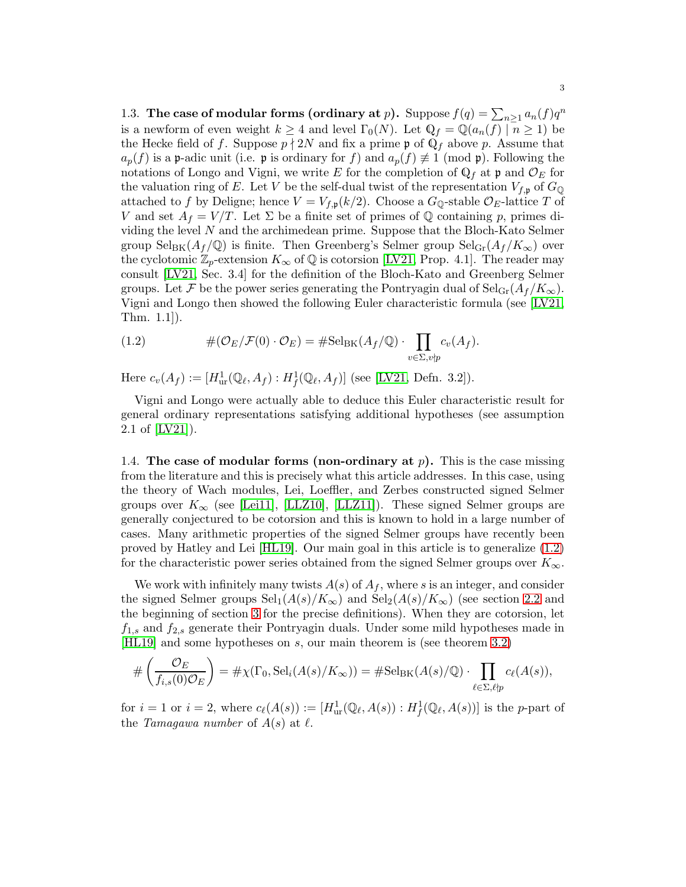1.3. **The case of modular forms (ordinary at $p$).** Suppose $f(q) = \sum_{n\geq 1} a_n(f)q^n$ is a newform of even weight $k \geq 4$ and level $\Gamma_0(N)$. Let $\mathbb{Q}_f = \mathbb{Q}(a_n(f) \mid n \geq 1)$ be the Hecke field of $f$. Suppose $p \nmid 2N$ and fix a prime $\mathfrak{p}$ of $\mathbb{Q}_f$ above $p$. Assume that $a_p(f)$ is a $\mathfrak{p}$-adic unit (i.e. $\mathfrak{p}$ is ordinary for $f$) and $a_p(f) \not\equiv 1 \pmod{\mathfrak{p}}$. Following the notations of Longo and Vigni, we write $E$ for the completion of $\mathbb{Q}_f$ at $\mathfrak{p}$ and $\mathcal{O}_E$ for the valuation ring of $E$. Let $V$ be the self-dual twist of the representation $V_{f,\mathfrak{p}}$ of $G_{\mathbb{Q}}$ attached to $f$ by Deligne; hence $V = V_{f,\mathfrak{p}}(k/2)$. Choose a $G_{\mathbb{Q}}$-stable $\mathcal{O}_E$-lattice $T$ of $V$ and set $A_f = V/T$. Let $\Sigma$ be a finite set of primes of $\mathbb{Q}$ containing $p$, primes dividing the level $N$ and the archimedean prime. Suppose that the Bloch-Kato Selmer group $\mathrm{Sel}_{\mathrm{BK}}(A_f/\mathbb{Q})$ is finite. Then Greenberg's Selmer group $\mathrm{Sel}_{\mathrm{Gr}}(A_f/K_\infty)$ over the cyclotomic $\mathbb{Z}_p$-extension $K_\infty$ of $\mathbb{Q}$ is cotorsion [LV21, Prop. 4.1]. The reader may consult [LV21, Sec. 3.4] for the definition of the Bloch-Kato and Greenberg Selmer groups. Let $\mathcal{F}$ be the power series generating the Pontryagin dual of $\mathrm{Sel}_{\mathrm{Gr}}(A_f/K_\infty)$. Vigni and Longo then showed the following Euler characteristic formula (see [LV21, Thm. 1.1]).

$$\#(\mathcal{O}_E/\mathcal{F}(0)\cdot\mathcal{O}_E) = \#\mathrm{Sel}_{\mathrm{BK}}(A_f/\mathbb{Q}) \cdot \prod_{v\in\Sigma, v\nmid p} c_v(A_f). \tag{1.2}$$

Here $c_v(A_f) := [H^1_{\mathrm{ur}}(\mathbb{Q}_\ell, A_f) : H^1_f(\mathbb{Q}_\ell, A_f)]$ (see [LV21, Defn. 3.2]).

Vigni and Longo were actually able to deduce this Euler characteristic result for general ordinary representations satisfying additional hypotheses (see assumption 2.1 of [LV21]).

1.4. **The case of modular forms (non-ordinary at $p$).** This is the case missing from the literature and this is precisely what this article addresses. In this case, using the theory of Wach modules, Lei, Loeffler, and Zerbes constructed signed Selmer groups over $K_\infty$ (see [Lei11], [LLZ10], [LLZ11]). These signed Selmer groups are generally conjectured to be cotorsion and this is known to hold in a large number of cases. Many arithmetic properties of the signed Selmer groups have recently been proved by Hatley and Lei [HL19]. Our main goal in this article is to generalize (1.2) for the characteristic power series obtained from the signed Selmer groups over $K_\infty$.

We work with infinitely many twists $A(s)$ of $A_f$, where $s$ is an integer, and consider the signed Selmer groups $\mathrm{Sel}_1(A(s)/K_\infty)$ and $\mathrm{Sel}_2(A(s)/K_\infty)$ (see section 2.2 and the beginning of section 3 for the precise definitions). When they are cotorsion, let $f_{1,s}$ and $f_{2,s}$ generate their Pontryagin duals. Under some mild hypotheses made in [HL19] and some hypotheses on $s$, our main theorem is (see theorem 3.2)

$$\#\left(\frac{\mathcal{O}_E}{f_{i,s}(0)\mathcal{O}_E}\right) = \#\chi(\Gamma_0, \mathrm{Sel}_i(A(s)/K_\infty)) = \#\mathrm{Sel}_{\mathrm{BK}}(A(s)/\mathbb{Q}) \cdot \prod_{\ell\in\Sigma, \ell\nmid p} c_\ell(A(s)),$$

for $i = 1$ or $i = 2$, where $c_\ell(A(s)) := [H^1_{\mathrm{ur}}(\mathbb{Q}_\ell, A(s)) : H^1_f(\mathbb{Q}_\ell, A(s))]$ is the $p$-part of the *Tamagawa number* of $A(s)$ at $\ell$.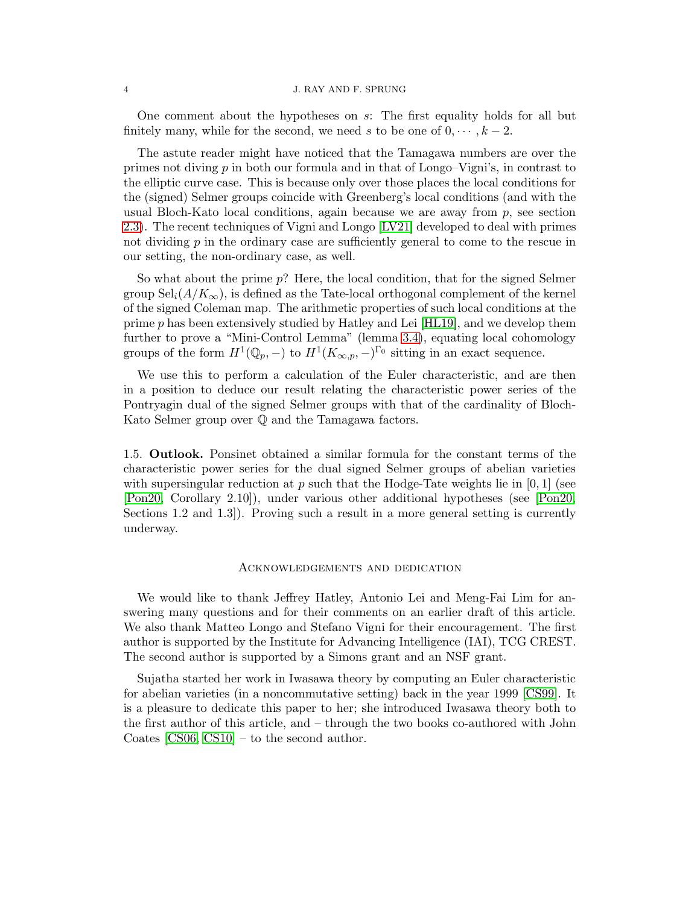One comment about the hypotheses on $s$: The first equality holds for all but finitely many, while for the second, we need $s$ to be one of $0, \cdots, k-2$.

The astute reader might have noticed that the Tamagawa numbers are over the primes not diving $p$ in both our formula and in that of Longo–Vigni's, in contrast to the elliptic curve case. This is because only over those places the local conditions for the (signed) Selmer groups coincide with Greenberg's local conditions (and with the usual Bloch-Kato local conditions, again because we are away from $p$, see section 2.3). The recent techniques of Vigni and Longo [LV21] developed to deal with primes not dividing $p$ in the ordinary case are sufficiently general to come to the rescue in our setting, the non-ordinary case, as well.

So what about the prime $p$? Here, the local condition, that for the signed Selmer group $\mathrm{Sel}_i(A/K_\infty)$, is defined as the Tate-local orthogonal complement of the kernel of the signed Coleman map. The arithmetic properties of such local conditions at the prime $p$ has been extensively studied by Hatley and Lei [HL19], and we develop them further to prove a "Mini-Control Lemma" (lemma 3.4), equating local cohomology groups of the form $H^1(\mathbb{Q}_p, -)$ to $H^1(K_{\infty,p}, -)^{\Gamma_0}$ sitting in an exact sequence.

We use this to perform a calculation of the Euler characteristic, and are then in a position to deduce our result relating the characteristic power series of the Pontryagin dual of the signed Selmer groups with that of the cardinality of Bloch-Kato Selmer group over $\mathbb{Q}$ and the Tamagawa factors.

### 1.5. Outlook.

Ponsinet obtained a similar formula for the constant terms of the characteristic power series for the dual signed Selmer groups of abelian varieties with supersingular reduction at $p$ such that the Hodge-Tate weights lie in $[0, 1]$ (see [Pon20, Corollary 2.10]), under various other additional hypotheses (see [Pon20, Sections 1.2 and 1.3]). Proving such a result in a more general setting is currently underway.

## Acknowledgements and dedication

We would like to thank Jeffrey Hatley, Antonio Lei and Meng-Fai Lim for answering many questions and for their comments on an earlier draft of this article. We also thank Matteo Longo and Stefano Vigni for their encouragement. The first author is supported by the Institute for Advancing Intelligence (IAI), TCG CREST. The second author is supported by a Simons grant and an NSF grant.

Sujatha started her work in Iwasawa theory by computing an Euler characteristic for abelian varieties (in a noncommutative setting) back in the year 1999 [CS99]. It is a pleasure to dedicate this paper to her; she introduced Iwasawa theory both to the first author of this article, and – through the two books co-authored with John Coates [CS06, CS10] – to the second author.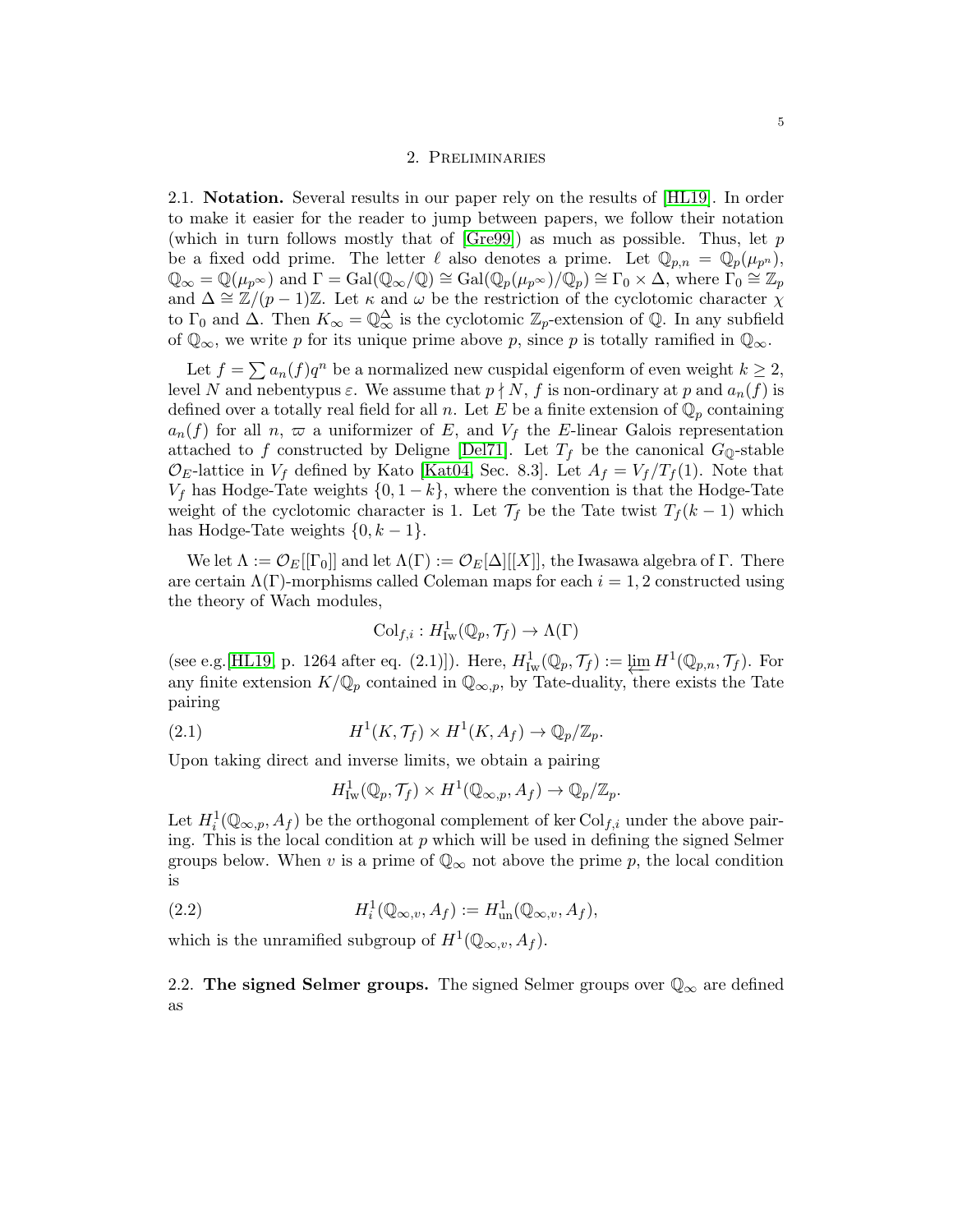## 2. Preliminaries

2.1. **Notation.** Several results in our paper rely on the results of [HL19]. In order to make it easier for the reader to jump between papers, we follow their notation (which in turn follows mostly that of [Gre99]) as much as possible. Thus, let $p$ be a fixed odd prime. The letter $\ell$ also denotes a prime. Let $\mathbb{Q}_{p,n} = \mathbb{Q}_p(\mu_{p^n})$, $\mathbb{Q}_\infty = \mathbb{Q}(\mu_{p^\infty})$ and $\Gamma = \mathrm{Gal}(\mathbb{Q}_\infty/\mathbb{Q}) \cong \mathrm{Gal}(\mathbb{Q}_p(\mu_{p^\infty})/\mathbb{Q}_p) \cong \Gamma_0 \times \Delta$, where $\Gamma_0 \cong \mathbb{Z}_p$ and $\Delta \cong \mathbb{Z}/(p-1)\mathbb{Z}$. Let $\kappa$ and $\omega$ be the restriction of the cyclotomic character $\chi$ to $\Gamma_0$ and $\Delta$. Then $K_\infty = \mathbb{Q}_\infty^\Delta$ is the cyclotomic $\mathbb{Z}_p$-extension of $\mathbb{Q}$. In any subfield of $\mathbb{Q}_\infty$, we write $p$ for its unique prime above $p$, since $p$ is totally ramified in $\mathbb{Q}_\infty$.

Let $f = \sum a_n(f)q^n$ be a normalized new cuspidal eigenform of even weight $k \geq 2$, level $N$ and nebentypus $\varepsilon$. We assume that $p \nmid N$, $f$ is non-ordinary at $p$ and $a_n(f)$ is defined over a totally real field for all $n$. Let $E$ be a finite extension of $\mathbb{Q}_p$ containing $a_n(f)$ for all $n$, $\varpi$ a uniformizer of $E$, and $V_f$ the $E$-linear Galois representation attached to $f$ constructed by Deligne [Del71]. Let $T_f$ be the canonical $G_\mathbb{Q}$-stable $\mathcal{O}_E$-lattice in $V_f$ defined by Kato [Kat04, Sec. 8.3]. Let $A_f = V_f/T_f(1)$. Note that $V_f$ has Hodge-Tate weights $\{0, 1-k\}$, where the convention is that the Hodge-Tate weight of the cyclotomic character is 1. Let $\mathcal{T}_f$ be the Tate twist $T_f(k-1)$ which has Hodge-Tate weights $\{0, k-1\}$.

We let $\Lambda := \mathcal{O}_E[[\Gamma_0]]$ and let $\Lambda(\Gamma) := \mathcal{O}_E[\Delta][[X]]$, the Iwasawa algebra of $\Gamma$. There are certain $\Lambda(\Gamma)$-morphisms called Coleman maps for each $i = 1, 2$ constructed using the theory of Wach modules,

$$\mathrm{Col}_{f,i} : H^1_{\mathrm{Iw}}(\mathbb{Q}_p, \mathcal{T}_f) \to \Lambda(\Gamma)$$

(see e.g.[HL19, p. 1264 after eq. (2.1)]). Here, $H^1_{\mathrm{Iw}}(\mathbb{Q}_p, \mathcal{T}_f) := \varprojlim H^1(\mathbb{Q}_{p,n}, \mathcal{T}_f)$. For any finite extension $K/\mathbb{Q}_p$ contained in $\mathbb{Q}_{\infty,p}$, by Tate-duality, there exists the Tate pairing

$$H^1(K, \mathcal{T}_f) \times H^1(K, A_f) \to \mathbb{Q}_p/\mathbb{Z}_p. \tag{2.1}$$

Upon taking direct and inverse limits, we obtain a pairing

$$H^1_{\mathrm{Iw}}(\mathbb{Q}_p, \mathcal{T}_f) \times H^1(\mathbb{Q}_{\infty,p}, A_f) \to \mathbb{Q}_p/\mathbb{Z}_p.$$

Let $H^1_i(\mathbb{Q}_{\infty,p}, A_f)$ be the orthogonal complement of $\ker \mathrm{Col}_{f,i}$ under the above pairing. This is the local condition at $p$ which will be used in defining the signed Selmer groups below. When $v$ is a prime of $\mathbb{Q}_\infty$ not above the prime $p$, the local condition is

$$H^1_i(\mathbb{Q}_{\infty,v}, A_f) := H^1_{\mathrm{un}}(\mathbb{Q}_{\infty,v}, A_f), \tag{2.2}$$

which is the unramified subgroup of $H^1(\mathbb{Q}_{\infty,v}, A_f)$.

2.2. **The signed Selmer groups.** The signed Selmer groups over $\mathbb{Q}_\infty$ are defined as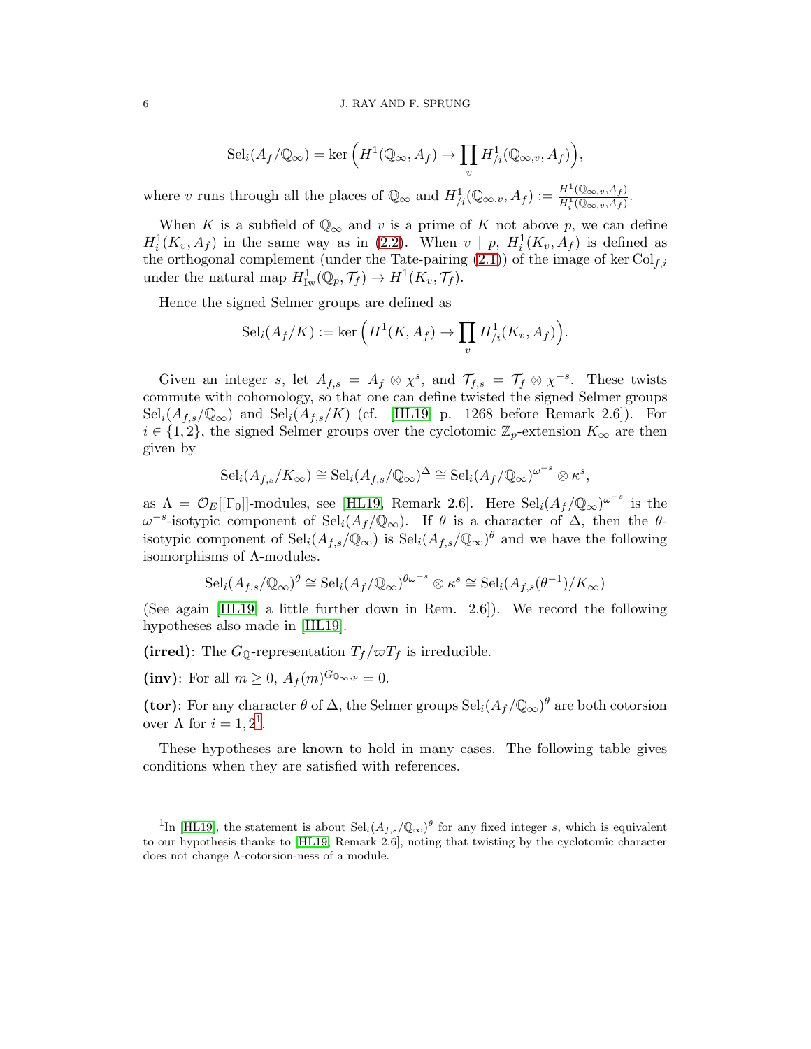$$\mathrm{Sel}_i(A_f/\mathbb{Q}_\infty) = \ker\Big(H^1(\mathbb{Q}_\infty, A_f) \to \prod_v H^1_{/i}(\mathbb{Q}_{\infty,v}, A_f)\Big),$$

where $v$ runs through all the places of $\mathbb{Q}_\infty$ and $H^1_{/i}(\mathbb{Q}_{\infty,v}, A_f) := \frac{H^1(\mathbb{Q}_{\infty,v},A_f)}{H^1_i(\mathbb{Q}_{\infty,v},A_f)}$.

When $K$ is a subfield of $\mathbb{Q}_\infty$ and $v$ is a prime of $K$ not above $p$, we can define $H^1_i(K_v, A_f)$ in the same way as in (2.2). When $v \mid p$, $H^1_i(K_v, A_f)$ is defined as the orthogonal complement (under the Tate-pairing (2.1)) of the image of $\ker \mathrm{Col}_{f,i}$ under the natural map $H^1_{\mathrm{Iw}}(\mathbb{Q}_p, \mathcal{T}_f) \to H^1(K_v, \mathcal{T}_f)$.

Hence the signed Selmer groups are defined as

$$\mathrm{Sel}_i(A_f/K) := \ker\Big(H^1(K, A_f) \to \prod_v H^1_{/i}(K_v, A_f)\Big).$$

Given an integer $s$, let $A_{f,s} = A_f \otimes \chi^s$, and $\mathcal{T}_{f,s} = \mathcal{T}_f \otimes \chi^{-s}$. These twists commute with cohomology, so that one can define twisted the signed Selmer groups $\mathrm{Sel}_i(A_{f,s}/\mathbb{Q}_\infty)$ and $\mathrm{Sel}_i(A_{f,s}/K)$ (cf. [HL19, p. 1268 before Remark 2.6]). For $i \in \{1, 2\}$, the signed Selmer groups over the cyclotomic $\mathbb{Z}_p$-extension $K_\infty$ are then given by

$$\mathrm{Sel}_i(A_{f,s}/K_\infty) \cong \mathrm{Sel}_i(A_{f,s}/\mathbb{Q}_\infty)^\Delta \cong \mathrm{Sel}_i(A_f/\mathbb{Q}_\infty)^{\omega^{-s}} \otimes \kappa^s,$$

as $\Lambda = \mathcal{O}_E[[\Gamma_0]]$-modules, see [HL19, Remark 2.6]. Here $\mathrm{Sel}_i(A_f/\mathbb{Q}_\infty)^{\omega^{-s}}$ is the $\omega^{-s}$-isotypic component of $\mathrm{Sel}_i(A_f/\mathbb{Q}_\infty)$. If $\theta$ is a character of $\Delta$, then the $\theta$-isotypic component of $\mathrm{Sel}_i(A_{f,s}/\mathbb{Q}_\infty)$ is $\mathrm{Sel}_i(A_{f,s}/\mathbb{Q}_\infty)^\theta$ and we have the following isomorphisms of $\Lambda$-modules.

$$\mathrm{Sel}_i(A_{f,s}/\mathbb{Q}_\infty)^\theta \cong \mathrm{Sel}_i(A_f/\mathbb{Q}_\infty)^{\theta\omega^{-s}} \otimes \kappa^s \cong \mathrm{Sel}_i(A_{f,s}(\theta^{-1})/K_\infty)$$

(See again [HL19, a little further down in Rem. 2.6]). We record the following hypotheses also made in [HL19].

**(irred)**: The $G_{\mathbb{Q}}$-representation $T_f/\varpi T_f$ is irreducible.

**(inv)**: For all $m \geq 0$, $A_f(m)^{G_{\mathbb{Q}_{\infty,p}}} = 0$.

**(tor)**: For any character $\theta$ of $\Delta$, the Selmer groups $\mathrm{Sel}_i(A_f/\mathbb{Q}_\infty)^\theta$ are both cotorsion over $\Lambda$ for $i = 1, 2$[1].

These hypotheses are known to hold in many cases. The following table gives conditions when they are satisfied with references.

[1] In [HL19], the statement is about $\mathrm{Sel}_i(A_{f,s}/\mathbb{Q}_\infty)^\theta$ for any fixed integer $s$, which is equivalent to our hypothesis thanks to [HL19, Remark 2.6], noting that twisting by the cyclotomic character does not change $\Lambda$-cotorsion-ness of a module.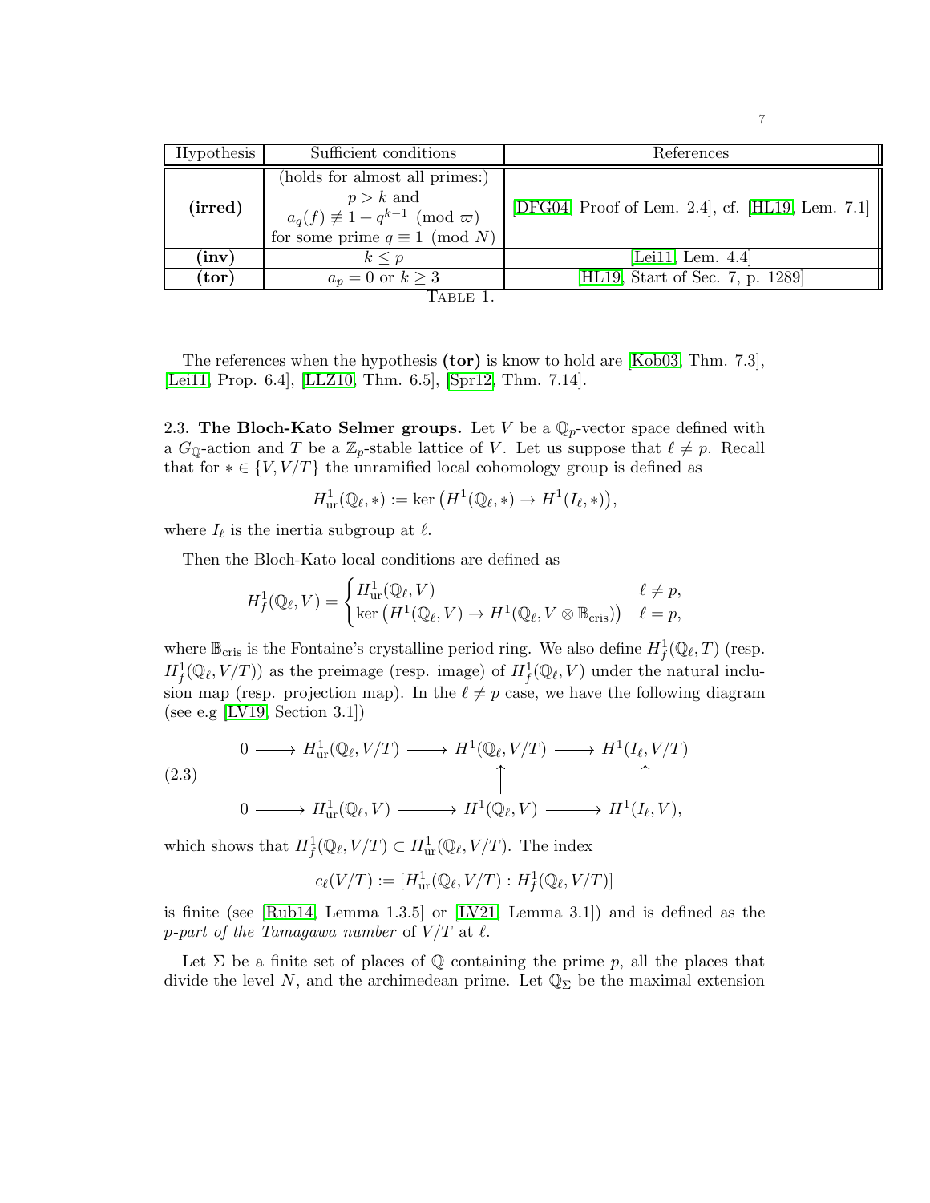| Hypothesis | Sufficient conditions | References |
|---|---|---|
| **(irred)** | (holds for almost all primes:) $p > k$ and $a_q(f) \not\equiv 1 + q^{k-1} \pmod{\varpi}$ for some prime $q \equiv 1 \pmod{N}$ | [DFG04, Proof of Lem. 2.4], cf. [HL19, Lem. 7.1] |
| **(inv)** | $k \leq p$ | [Lei11, Lem. 4.4] |
| **(tor)** | $a_p = 0$ or $k \geq 3$ | [HL19, Start of Sec. 7, p. 1289] |

Table 1.

The references when the hypothesis **(tor)** is know to hold are [Kob03, Thm. 7.3], [Lei11, Prop. 6.4], [LLZ10, Thm. 6.5], [Spr12, Thm. 7.14].

2.3. **The Bloch-Kato Selmer groups.** Let $V$ be a $\mathbb{Q}_p$-vector space defined with a $G_{\mathbb{Q}}$-action and $T$ be a $\mathbb{Z}_p$-stable lattice of $V$. Let us suppose that $\ell \neq p$. Recall that for $* \in \{V, V/T\}$ the unramified local cohomology group is defined as

$$H^1_{\mathrm{ur}}(\mathbb{Q}_\ell, *) := \ker\big(H^1(\mathbb{Q}_\ell, *) \to H^1(I_\ell, *)\big),$$

where $I_\ell$ is the inertia subgroup at $\ell$.

Then the Bloch-Kato local conditions are defined as

$$H^1_f(\mathbb{Q}_\ell, V) = \begin{cases} H^1_{\mathrm{ur}}(\mathbb{Q}_\ell, V) & \ell \neq p, \\ \ker\big(H^1(\mathbb{Q}_\ell, V) \to H^1(\mathbb{Q}_\ell, V \otimes \mathbb{B}_{\mathrm{cris}})\big) & \ell = p, \end{cases}$$

where $\mathbb{B}_{\mathrm{cris}}$ is the Fontaine's crystalline period ring. We also define $H^1_f(\mathbb{Q}_\ell, T)$ (resp. $H^1_f(\mathbb{Q}_\ell, V/T)$) as the preimage (resp. image) of $H^1_f(\mathbb{Q}_\ell, V)$ under the natural inclusion map (resp. projection map). In the $\ell \neq p$ case, we have the following diagram (see e.g [LV19, Section 3.1])

$$\begin{array}{ccccccc} 0 & \longrightarrow & H^1_{\mathrm{ur}}(\mathbb{Q}_\ell, V/T) & \longrightarrow & H^1(\mathbb{Q}_\ell, V/T) & \longrightarrow & H^1(I_\ell, V/T) \\ & & & & \uparrow & & \uparrow \\ 0 & \longrightarrow & H^1_{\mathrm{ur}}(\mathbb{Q}_\ell, V) & \longrightarrow & H^1(\mathbb{Q}_\ell, V) & \longrightarrow & H^1(I_\ell, V), \end{array} \tag{2.3}$$

which shows that $H^1_f(\mathbb{Q}_\ell, V/T) \subset H^1_{\mathrm{ur}}(\mathbb{Q}_\ell, V/T)$. The index

$$c_\ell(V/T) := [H^1_{\mathrm{ur}}(\mathbb{Q}_\ell, V/T) : H^1_f(\mathbb{Q}_\ell, V/T)]$$

is finite (see [Rub14, Lemma 1.3.5] or [LV21, Lemma 3.1]) and is defined as the *p-part of the Tamagawa number* of $V/T$ at $\ell$.

Let $\Sigma$ be a finite set of places of $\mathbb{Q}$ containing the prime $p$, all the places that divide the level $N$, and the archimedean prime. Let $\mathbb{Q}_\Sigma$ be the maximal extension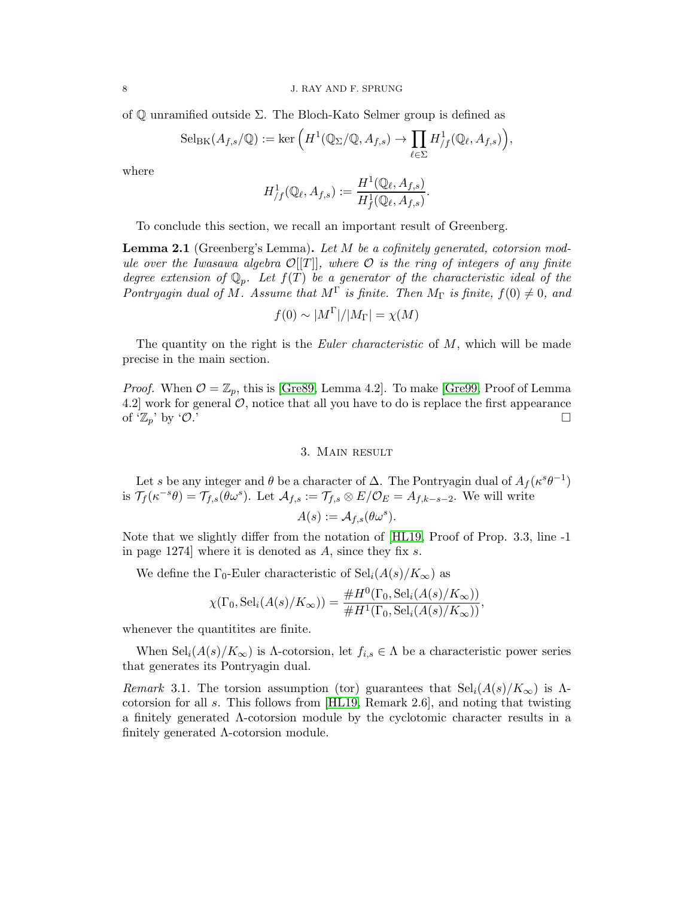of $\mathbb{Q}$ unramified outside $\Sigma$. The Bloch-Kato Selmer group is defined as

$$\mathrm{Sel}_{\mathrm{BK}}(A_{f,s}/\mathbb{Q}) := \ker\Big(H^1(\mathbb{Q}_\Sigma/\mathbb{Q}, A_{f,s}) \to \prod_{\ell\in\Sigma} H^1_{/f}(\mathbb{Q}_\ell, A_{f,s})\Big),$$

where

$$H^1_{/f}(\mathbb{Q}_\ell, A_{f,s}) := \frac{H^1(\mathbb{Q}_\ell, A_{f,s})}{H^1_f(\mathbb{Q}_\ell, A_{f,s})}.$$

To conclude this section, we recall an important result of Greenberg.

**Lemma 2.1** (Greenberg's Lemma). *Let $M$ be a cofinitely generated, cotorsion module over the Iwasawa algebra $\mathcal{O}[[T]]$, where $\mathcal{O}$ is the ring of integers of any finite degree extension of $\mathbb{Q}_p$. Let $f(T)$ be a generator of the characteristic ideal of the Pontryagin dual of $M$. Assume that $M^\Gamma$ is finite. Then $M_\Gamma$ is finite, $f(0)\neq 0$, and*

$$f(0) \sim |M^\Gamma|/|M_\Gamma| = \chi(M)$$

The quantity on the right is the *Euler characteristic* of $M$, which will be made precise in the main section.

*Proof.* When $\mathcal{O} = \mathbb{Z}_p$, this is [Gre89, Lemma 4.2]. To make [Gre99, Proof of Lemma 4.2] work for general $\mathcal{O}$, notice that all you have to do is replace the first appearance of '$\mathbb{Z}_p$' by '$\mathcal{O}$.' □

## 3. Main result

Let $s$ be any integer and $\theta$ be a character of $\Delta$. The Pontryagin dual of $A_f(\kappa^s\theta^{-1})$ is $\mathcal{T}_f(\kappa^{-s}\theta) = \mathcal{T}_{f,s}(\theta\omega^s)$. Let $\mathcal{A}_{f,s} := \mathcal{T}_{f,s}\otimes E/\mathcal{O}_E = A_{f,k-s-2}$. We will write

$$A(s) := \mathcal{A}_{f,s}(\theta\omega^s).$$

Note that we slightly differ from the notation of [HL19, Proof of Prop. 3.3, line -1 in page 1274] where it is denoted as $A$, since they fix $s$.

We define the $\Gamma_0$-Euler characteristic of $\mathrm{Sel}_i(A(s)/K_\infty)$ as

$$\chi(\Gamma_0, \mathrm{Sel}_i(A(s)/K_\infty)) = \frac{\#H^0(\Gamma_0, \mathrm{Sel}_i(A(s)/K_\infty))}{\#H^1(\Gamma_0, \mathrm{Sel}_i(A(s)/K_\infty))},$$

whenever the quantitites are finite.

When $\mathrm{Sel}_i(A(s)/K_\infty)$ is $\Lambda$-cotorsion, let $f_{i,s}\in\Lambda$ be a characteristic power series that generates its Pontryagin dual.

*Remark* 3.1. The torsion assumption (tor) guarantees that $\mathrm{Sel}_i(A(s)/K_\infty)$ is $\Lambda$-cotorsion for all $s$. This follows from [HL19, Remark 2.6], and noting that twisting a finitely generated $\Lambda$-cotorsion module by the cyclotomic character results in a finitely generated $\Lambda$-cotorsion module.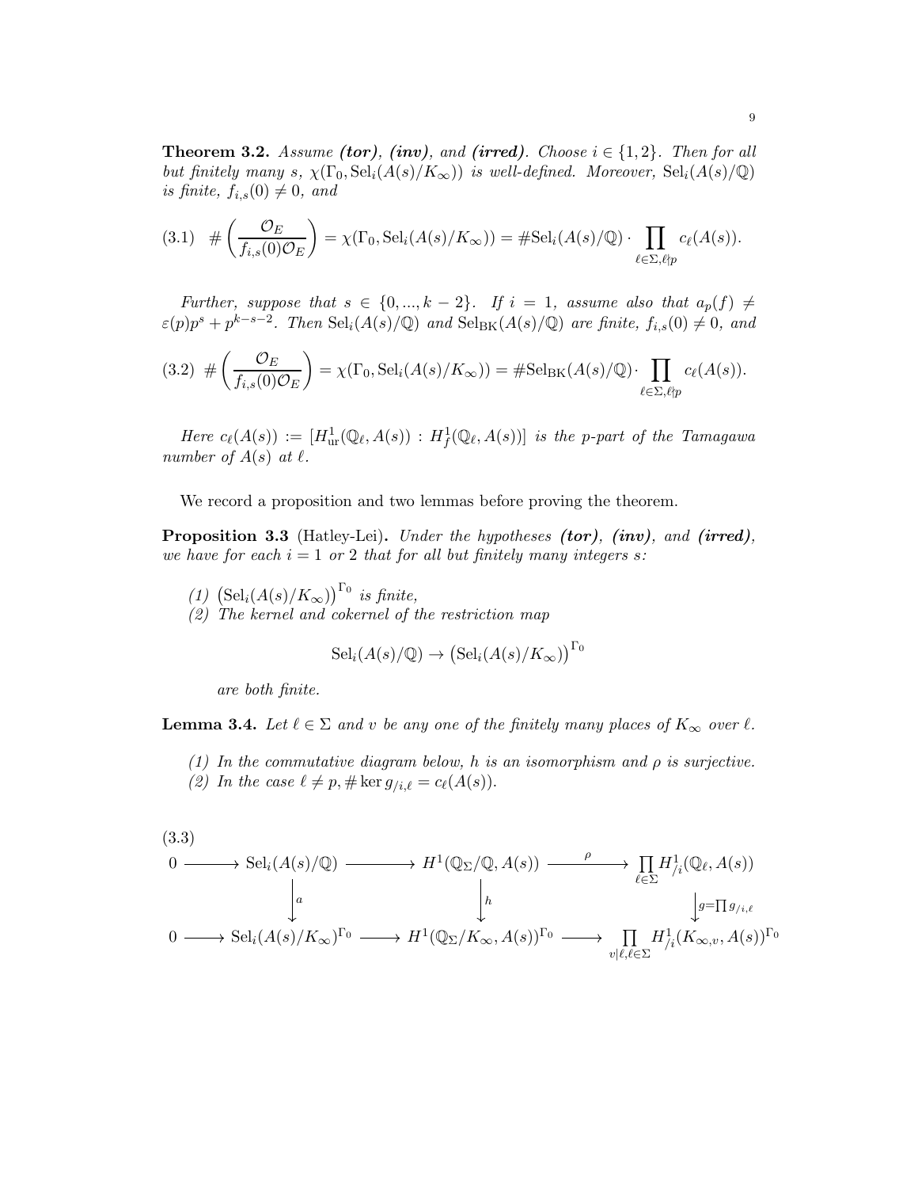**Theorem 3.2.** *Assume **(tor)**, **(inv)**, and **(irred)**. Choose $i \in \{1, 2\}$. Then for all but finitely many $s$, $\chi(\Gamma_0, \mathrm{Sel}_i(A(s)/K_\infty))$ is well-defined. Moreover, $\mathrm{Sel}_i(A(s)/\mathbb{Q})$ is finite, $f_{i,s}(0) \neq 0$, and*

$$(3.1) \quad \#\left(\frac{\mathcal{O}_E}{f_{i,s}(0)\mathcal{O}_E}\right) = \chi(\Gamma_0, \mathrm{Sel}_i(A(s)/K_\infty)) = \#\mathrm{Sel}_i(A(s)/\mathbb{Q}) \cdot \prod_{\ell \in \Sigma, \ell \nmid p} c_\ell(A(s)).$$

*Further, suppose that $s \in \{0, ..., k-2\}$. If $i = 1$, assume also that $a_p(f) \neq \varepsilon(p)p^s + p^{k-s-2}$. Then $\mathrm{Sel}_i(A(s)/\mathbb{Q})$ and $\mathrm{Sel}_{\mathrm{BK}}(A(s)/\mathbb{Q})$ are finite, $f_{i,s}(0) \neq 0$, and*

$$(3.2) \quad \#\left(\frac{\mathcal{O}_E}{f_{i,s}(0)\mathcal{O}_E}\right) = \chi(\Gamma_0, \mathrm{Sel}_i(A(s)/K_\infty)) = \#\mathrm{Sel}_{\mathrm{BK}}(A(s)/\mathbb{Q}) \cdot \prod_{\ell \in \Sigma, \ell \nmid p} c_\ell(A(s)).$$

*Here $c_\ell(A(s)) := [H^1_{\mathrm{ur}}(\mathbb{Q}_\ell, A(s)) : H^1_f(\mathbb{Q}_\ell, A(s))]$ is the $p$-part of the Tamagawa number of $A(s)$ at $\ell$.*

We record a proposition and two lemmas before proving the theorem.

**Proposition 3.3** (Hatley-Lei)**.** *Under the hypotheses **(tor)**, **(inv)**, and **(irred)**, we have for each $i = 1$ or $2$ that for all but finitely many integers $s$:*

*(1) $\left(\mathrm{Sel}_i(A(s)/K_\infty)\right)^{\Gamma_0}$ is finite,*
*(2) The kernel and cokernel of the restriction map*

$$\mathrm{Sel}_i(A(s)/\mathbb{Q}) \to \left(\mathrm{Sel}_i(A(s)/K_\infty)\right)^{\Gamma_0}$$

*are both finite.*

**Lemma 3.4.** *Let $\ell \in \Sigma$ and $v$ be any one of the finitely many places of $K_\infty$ over $\ell$.*

*(1) In the commutative diagram below, $h$ is an isomorphism and $\rho$ is surjective.*
*(2) In the case $\ell \neq p$, $\#\ker g_{/i,\ell} = c_\ell(A(s))$.*

(3.3)

$$\begin{array}{ccccccc}
0 \longrightarrow & \mathrm{Sel}_i(A(s)/\mathbb{Q}) & \longrightarrow & H^1(\mathbb{Q}_\Sigma/\mathbb{Q}, A(s)) & \xrightarrow{\ \rho\ } & \prod_{\ell \in \Sigma} H^1_{/i}(\mathbb{Q}_\ell, A(s)) \\
& \big\downarrow a & & \big\downarrow h & & \big\downarrow g = \prod g_{/i,\ell} \\
0 \longrightarrow & \mathrm{Sel}_i(A(s)/K_\infty)^{\Gamma_0} & \longrightarrow & H^1(\mathbb{Q}_\Sigma/K_\infty, A(s))^{\Gamma_0} & \longrightarrow & \prod_{v \mid \ell, \ell \in \Sigma} H^1_{/i}(K_{\infty,v}, A(s))^{\Gamma_0}
\end{array}$$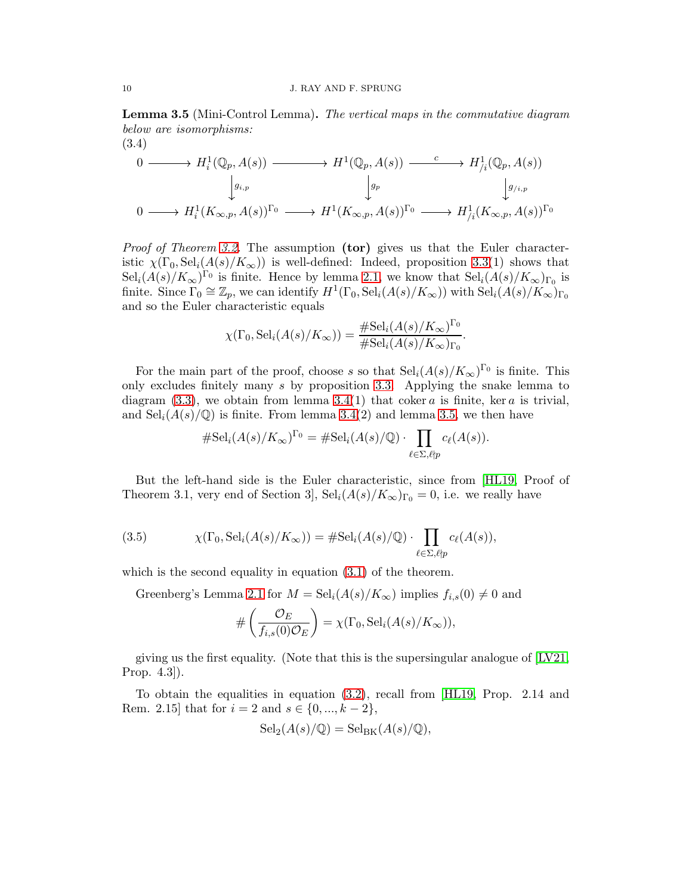**Lemma 3.5** (Mini-Control Lemma)**.** *The vertical maps in the commutative diagram below are isomorphisms:*

(3.4)

$$\begin{array}{ccccccc} 0 & \longrightarrow & H^1_i(\mathbb{Q}_p, A(s)) & \longrightarrow & H^1(\mathbb{Q}_p, A(s)) & \xrightarrow{\ c\ } & H^1_{/i}(\mathbb{Q}_p, A(s)) \\ & & \big\downarrow{\scriptstyle g_{i,p}} & & \big\downarrow{\scriptstyle g_p} & & \big\downarrow{\scriptstyle g_{/i,p}} \\ 0 & \longrightarrow & H^1_i(K_{\infty,p}, A(s))^{\Gamma_0} & \longrightarrow & H^1(K_{\infty,p}, A(s))^{\Gamma_0} & \longrightarrow & H^1_{/i}(K_{\infty,p}, A(s))^{\Gamma_0} \end{array}$$

*Proof of Theorem 3.2.* The assumption **(tor)** gives us that the Euler characteristic $\chi(\Gamma_0, \mathrm{Sel}_i(A(s)/K_\infty))$ is well-defined: Indeed, proposition 3.3(1) shows that $\mathrm{Sel}_i(A(s)/K_\infty)^{\Gamma_0}$ is finite. Hence by lemma 2.1, we know that $\mathrm{Sel}_i(A(s)/K_\infty)_{\Gamma_0}$ is finite. Since $\Gamma_0 \cong \mathbb{Z}_p$, we can identify $H^1(\Gamma_0, \mathrm{Sel}_i(A(s)/K_\infty))$ with $\mathrm{Sel}_i(A(s)/K_\infty)_{\Gamma_0}$ and so the Euler characteristic equals

$$\chi(\Gamma_0, \mathrm{Sel}_i(A(s)/K_\infty)) = \frac{\#\mathrm{Sel}_i(A(s)/K_\infty)^{\Gamma_0}}{\#\mathrm{Sel}_i(A(s)/K_\infty)_{\Gamma_0}}.$$

For the main part of the proof, choose $s$ so that $\mathrm{Sel}_i(A(s)/K_\infty)^{\Gamma_0}$ is finite. This only excludes finitely many $s$ by proposition 3.3. Applying the snake lemma to diagram (3.3), we obtain from lemma 3.4(1) that $\operatorname{coker} a$ is finite, $\ker a$ is trivial, and $\mathrm{Sel}_i(A(s)/\mathbb{Q})$ is finite. From lemma 3.4(2) and lemma 3.5, we then have

$$\#\mathrm{Sel}_i(A(s)/K_\infty)^{\Gamma_0} = \#\mathrm{Sel}_i(A(s)/\mathbb{Q}) \cdot \prod_{\ell \in \Sigma, \ell \nmid p} c_\ell(A(s)).$$

But the left-hand side is the Euler characteristic, since from [HL19, Proof of Theorem 3.1, very end of Section 3], $\mathrm{Sel}_i(A(s)/K_\infty)_{\Gamma_0} = 0$, i.e. we really have

$$\chi(\Gamma_0, \mathrm{Sel}_i(A(s)/K_\infty)) = \#\mathrm{Sel}_i(A(s)/\mathbb{Q}) \cdot \prod_{\ell \in \Sigma, \ell \nmid p} c_\ell(A(s)), \tag{3.5}$$

which is the second equality in equation (3.1) of the theorem.

Greenberg's Lemma 2.1 for $M = \mathrm{Sel}_i(A(s)/K_\infty)$ implies $f_{i,s}(0) \neq 0$ and

$$\#\left(\frac{\mathcal{O}_E}{f_{i,s}(0)\mathcal{O}_E}\right) = \chi(\Gamma_0, \mathrm{Sel}_i(A(s)/K_\infty)),$$

giving us the first equality. (Note that this is the supersingular analogue of [LV21, Prop. 4.3]).

To obtain the equalities in equation (3.2), recall from [HL19, Prop. 2.14 and Rem. 2.15] that for $i = 2$ and $s \in \{0, ..., k-2\}$,

$$\mathrm{Sel}_2(A(s)/\mathbb{Q}) = \mathrm{Sel}_{\mathrm{BK}}(A(s)/\mathbb{Q}),$$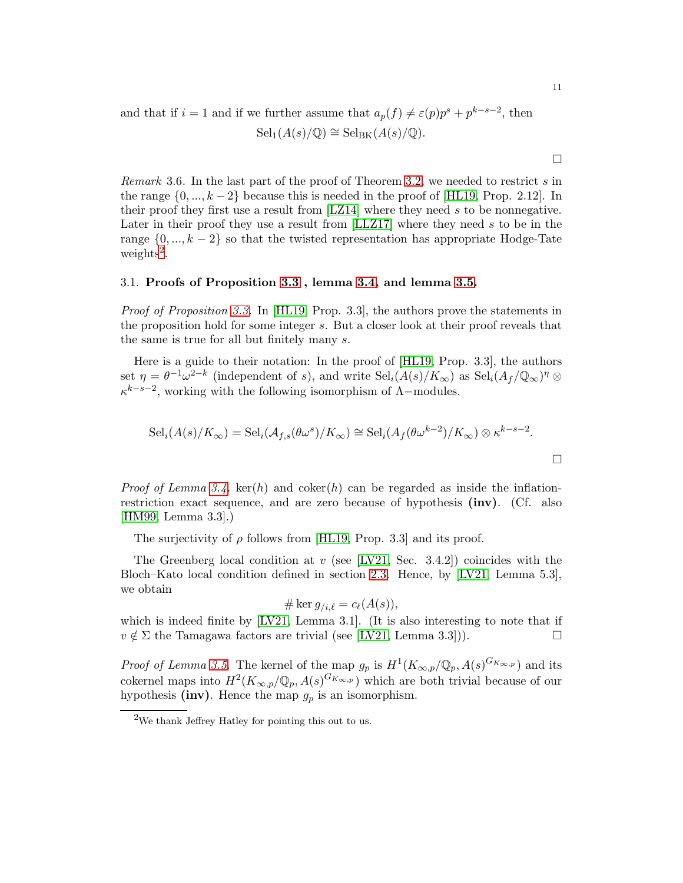and that if $i = 1$ and if we further assume that $a_p(f) \neq \varepsilon(p)p^s + p^{k-s-2}$, then

$$\mathrm{Sel}_1(A(s)/\mathbb{Q}) \cong \mathrm{Sel}_{\mathrm{BK}}(A(s)/\mathbb{Q}).$$

□

*Remark* 3.6. In the last part of the proof of Theorem 3.2, we needed to restrict $s$ in the range $\{0, ..., k-2\}$ because this is needed in the proof of [HL19, Prop. 2.12]. In their proof they first use a result from [LZ14] where they need $s$ to be nonnegative. Later in their proof they use a result from [LLZ17] where they need $s$ to be in the range $\{0, ..., k-2\}$ so that the twisted representation has appropriate Hodge-Tate weights[2].

### 3.1. **Proofs of Proposition 3.3 , lemma 3.4, and lemma 3.5.**

*Proof of Proposition 3.3.* In [HL19, Prop. 3.3], the authors prove the statements in the proposition hold for some integer $s$. But a closer look at their proof reveals that the same is true for all but finitely many $s$.

Here is a guide to their notation: In the proof of [HL19, Prop. 3.3], the authors set $\eta = \theta^{-1}\omega^{2-k}$ (independent of $s$), and write $\mathrm{Sel}_i(A(s)/K_\infty)$ as $\mathrm{Sel}_i(A_f/\mathbb{Q}_\infty)^\eta \otimes \kappa^{k-s-2}$, working with the following isomorphism of $\Lambda-$modules.

$$\mathrm{Sel}_i(A(s)/K_\infty) = \mathrm{Sel}_i(\mathcal{A}_{f,s}(\theta\omega^s)/K_\infty) \cong \mathrm{Sel}_i(A_f(\theta\omega^{k-2})/K_\infty) \otimes \kappa^{k-s-2}.$$

□

*Proof of Lemma 3.4.* $\ker(h)$ and $\mathrm{coker}(h)$ can be regarded as inside the inflation-restriction exact sequence, and are zero because of hypothesis **(inv)**. (Cf. also [HM99, Lemma 3.3].)

The surjectivity of $\rho$ follows from [HL19, Prop. 3.3] and its proof.

The Greenberg local condition at $v$ (see [LV21, Sec. 3.4.2]) coincides with the Bloch–Kato local condition defined in section 2.3. Hence, by [LV21, Lemma 5.3], we obtain

$$\# \ker g_{/i,\ell} = c_\ell(A(s)),$$

which is indeed finite by [LV21, Lemma 3.1]. (It is also interesting to note that if $v \notin \Sigma$ the Tamagawa factors are trivial (see [LV21, Lemma 3.3])). □

*Proof of Lemma 3.5.* The kernel of the map $g_p$ is $H^1(K_{\infty,p}/\mathbb{Q}_p, A(s)^{G_{K_{\infty,p}}})$ and its cokernel maps into $H^2(K_{\infty,p}/\mathbb{Q}_p, A(s)^{G_{K_{\infty,p}}})$ which are both trivial because of our hypothesis **(inv)**. Hence the map $g_p$ is an isomorphism.

[2]We thank Jeffrey Hatley for pointing this out to us.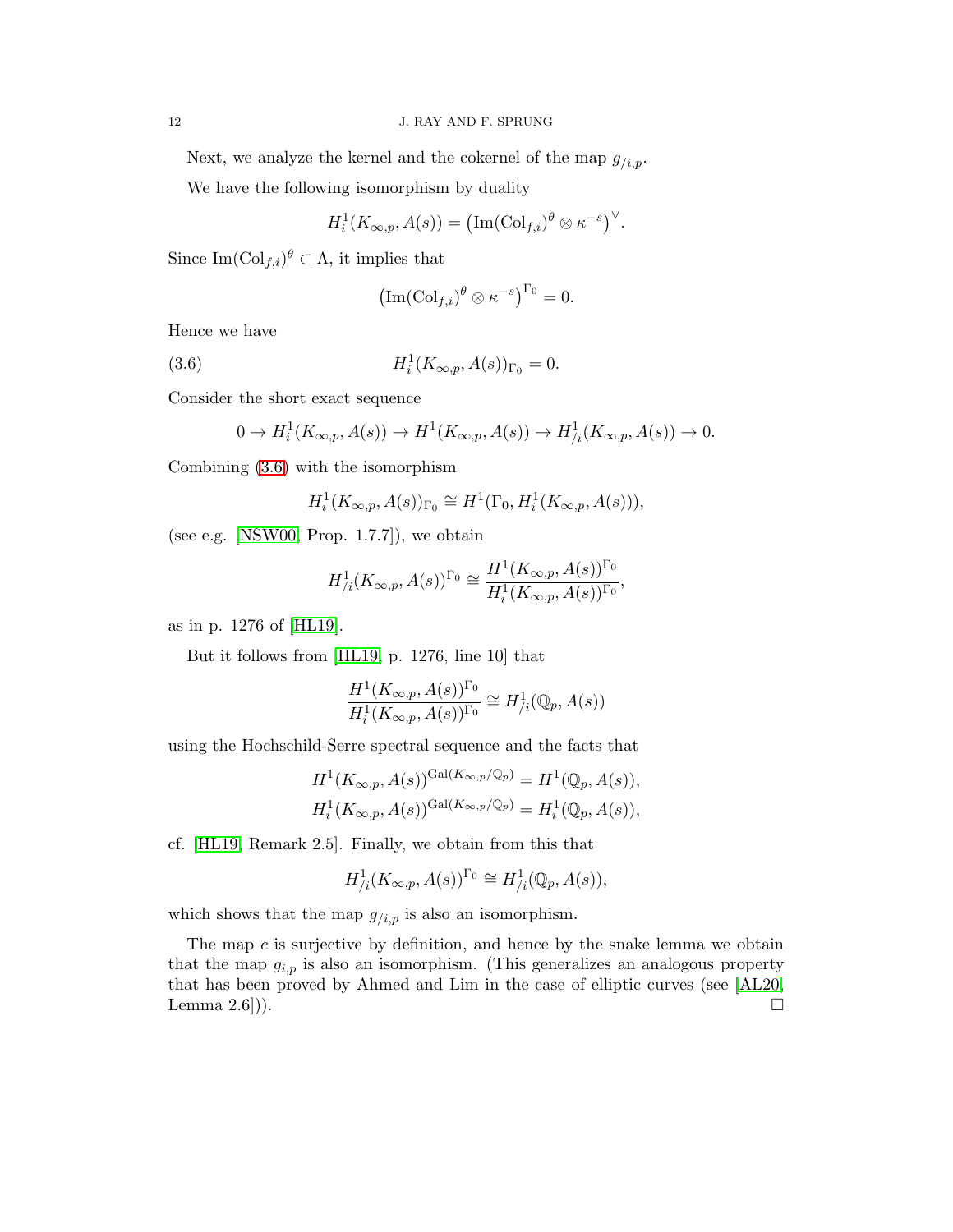Next, we analyze the kernel and the cokernel of the map $g_{/i,p}$.

We have the following isomorphism by duality

$$H^1_i(K_{\infty,p}, A(s)) = \left(\mathrm{Im}(\mathrm{Col}_{f,i})^\theta \otimes \kappa^{-s}\right)^\vee.$$

Since $\mathrm{Im}(\mathrm{Col}_{f,i})^\theta \subset \Lambda$, it implies that

$$\left(\mathrm{Im}(\mathrm{Col}_{f,i})^\theta \otimes \kappa^{-s}\right)^{\Gamma_0} = 0.$$

Hence we have

$$H^1_i(K_{\infty,p}, A(s))_{\Gamma_0} = 0. \tag{3.6}$$

Consider the short exact sequence

$$0 \to H^1_i(K_{\infty,p}, A(s)) \to H^1(K_{\infty,p}, A(s)) \to H^1_{/i}(K_{\infty,p}, A(s)) \to 0.$$

Combining (3.6) with the isomorphism

$$H^1_i(K_{\infty,p}, A(s))_{\Gamma_0} \cong H^1(\Gamma_0, H^1_i(K_{\infty,p}, A(s))),$$

(see e.g. [NSW00, Prop. 1.7.7]), we obtain

$$H^1_{/i}(K_{\infty,p}, A(s))^{\Gamma_0} \cong \frac{H^1(K_{\infty,p}, A(s))^{\Gamma_0}}{H^1_i(K_{\infty,p}, A(s))^{\Gamma_0}},$$

as in p. 1276 of [HL19].

But it follows from [HL19, p. 1276, line 10] that

$$\frac{H^1(K_{\infty,p}, A(s))^{\Gamma_0}}{H^1_i(K_{\infty,p}, A(s))^{\Gamma_0}} \cong H^1_{/i}(\mathbb{Q}_p, A(s))$$

using the Hochschild-Serre spectral sequence and the facts that

$$H^1(K_{\infty,p}, A(s))^{\mathrm{Gal}(K_{\infty,p}/\mathbb{Q}_p)} = H^1(\mathbb{Q}_p, A(s)),$$
$$H^1_i(K_{\infty,p}, A(s))^{\mathrm{Gal}(K_{\infty,p}/\mathbb{Q}_p)} = H^1_i(\mathbb{Q}_p, A(s)),$$

cf. [HL19, Remark 2.5]. Finally, we obtain from this that

$$H^1_{/i}(K_{\infty,p}, A(s))^{\Gamma_0} \cong H^1_{/i}(\mathbb{Q}_p, A(s)),$$

which shows that the map $g_{/i,p}$ is also an isomorphism.

The map $c$ is surjective by definition, and hence by the snake lemma we obtain that the map $g_{i,p}$ is also an isomorphism. (This generalizes an analogous property that has been proved by Ahmed and Lim in the case of elliptic curves (see [AL20, Lemma 2.6])). □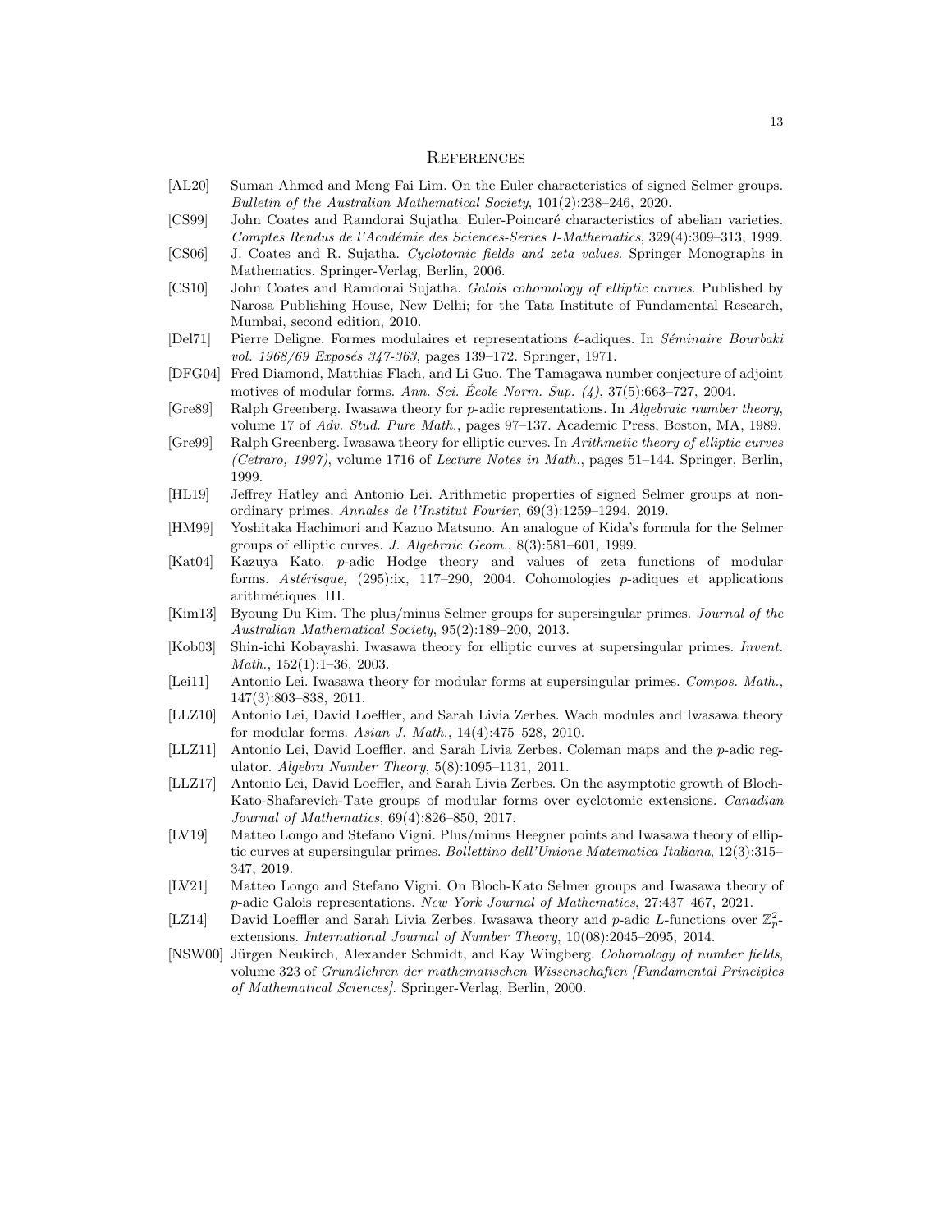# References

- [AL20] Suman Ahmed and Meng Fai Lim. On the Euler characteristics of signed Selmer groups. *Bulletin of the Australian Mathematical Society*, 101(2):238–246, 2020.
- [CS99] John Coates and Ramdorai Sujatha. Euler-Poincaré characteristics of abelian varieties. *Comptes Rendus de l'Académie des Sciences-Series I-Mathematics*, 329(4):309–313, 1999.
- [CS06] J. Coates and R. Sujatha. *Cyclotomic fields and zeta values*. Springer Monographs in Mathematics. Springer-Verlag, Berlin, 2006.
- [CS10] John Coates and Ramdorai Sujatha. *Galois cohomology of elliptic curves*. Published by Narosa Publishing House, New Delhi; for the Tata Institute of Fundamental Research, Mumbai, second edition, 2010.
- [Del71] Pierre Deligne. Formes modulaires et representations $\ell$-adiques. In *Séminaire Bourbaki vol. 1968/69 Exposés 347-363*, pages 139–172. Springer, 1971.
- [DFG04] Fred Diamond, Matthias Flach, and Li Guo. The Tamagawa number conjecture of adjoint motives of modular forms. *Ann. Sci. École Norm. Sup. (4)*, 37(5):663–727, 2004.
- [Gre89] Ralph Greenberg. Iwasawa theory for $p$-adic representations. In *Algebraic number theory*, volume 17 of *Adv. Stud. Pure Math.*, pages 97–137. Academic Press, Boston, MA, 1989.
- [Gre99] Ralph Greenberg. Iwasawa theory for elliptic curves. In *Arithmetic theory of elliptic curves (Cetraro, 1997)*, volume 1716 of *Lecture Notes in Math.*, pages 51–144. Springer, Berlin, 1999.
- [HL19] Jeffrey Hatley and Antonio Lei. Arithmetic properties of signed Selmer groups at non-ordinary primes. *Annales de l'Institut Fourier*, 69(3):1259–1294, 2019.
- [HM99] Yoshitaka Hachimori and Kazuo Matsuno. An analogue of Kida's formula for the Selmer groups of elliptic curves. *J. Algebraic Geom.*, 8(3):581–601, 1999.
- [Kat04] Kazuya Kato. $p$-adic Hodge theory and values of zeta functions of modular forms. *Astérisque*, (295):ix, 117–290, 2004. Cohomologies $p$-adiques et applications arithmétiques. III.
- [Kim13] Byoung Du Kim. The plus/minus Selmer groups for supersingular primes. *Journal of the Australian Mathematical Society*, 95(2):189–200, 2013.
- [Kob03] Shin-ichi Kobayashi. Iwasawa theory for elliptic curves at supersingular primes. *Invent. Math.*, 152(1):1–36, 2003.
- [Lei11] Antonio Lei. Iwasawa theory for modular forms at supersingular primes. *Compos. Math.*, 147(3):803–838, 2011.
- [LLZ10] Antonio Lei, David Loeffler, and Sarah Livia Zerbes. Wach modules and Iwasawa theory for modular forms. *Asian J. Math.*, 14(4):475–528, 2010.
- [LLZ11] Antonio Lei, David Loeffler, and Sarah Livia Zerbes. Coleman maps and the $p$-adic regulator. *Algebra Number Theory*, 5(8):1095–1131, 2011.
- [LLZ17] Antonio Lei, David Loeffler, and Sarah Livia Zerbes. On the asymptotic growth of Bloch-Kato-Shafarevich-Tate groups of modular forms over cyclotomic extensions. *Canadian Journal of Mathematics*, 69(4):826–850, 2017.
- [LV19] Matteo Longo and Stefano Vigni. Plus/minus Heegner points and Iwasawa theory of elliptic curves at supersingular primes. *Bollettino dell'Unione Matematica Italiana*, 12(3):315–347, 2019.
- [LV21] Matteo Longo and Stefano Vigni. On Bloch-Kato Selmer groups and Iwasawa theory of $p$-adic Galois representations. *New York Journal of Mathematics*, 27:437–467, 2021.
- [LZ14] David Loeffler and Sarah Livia Zerbes. Iwasawa theory and $p$-adic $L$-functions over $\mathbb{Z}_p^2$-extensions. *International Journal of Number Theory*, 10(08):2045–2095, 2014.
- [NSW00] Jürgen Neukirch, Alexander Schmidt, and Kay Wingberg. *Cohomology of number fields*, volume 323 of *Grundlehren der mathematischen Wissenschaften [Fundamental Principles of Mathematical Sciences]*. Springer-Verlag, Berlin, 2000.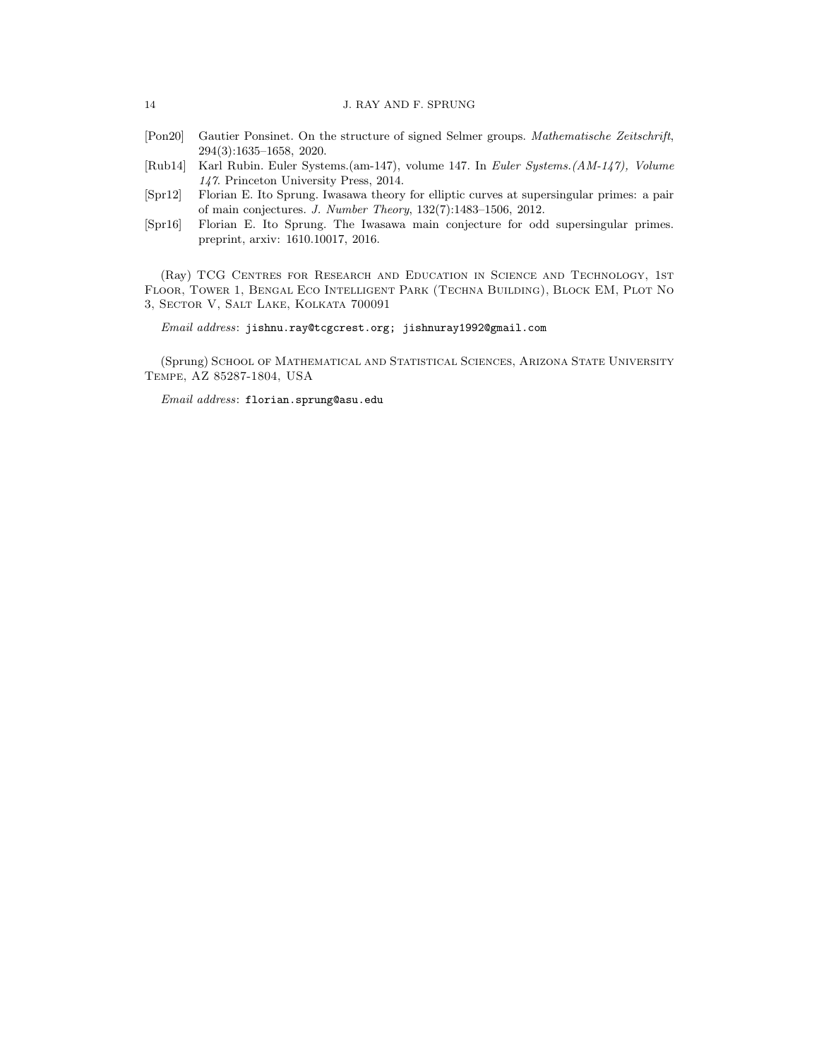[Pon20] Gautier Ponsinet. On the structure of signed Selmer groups. *Mathematische Zeitschrift*, 294(3):1635–1658, 2020.

[Rub14] Karl Rubin. Euler Systems.(am-147), volume 147. In *Euler Systems.(AM-147), Volume 147*. Princeton University Press, 2014.

[Spr12] Florian E. Ito Sprung. Iwasawa theory for elliptic curves at supersingular primes: a pair of main conjectures. *J. Number Theory*, 132(7):1483–1506, 2012.

[Spr16] Florian E. Ito Sprung. The Iwasawa main conjecture for odd supersingular primes. preprint, arxiv: 1610.10017, 2016.

(Ray) TCG Centres for Research and Education in Science and Technology, 1st Floor, Tower 1, Bengal Eco Intelligent Park (Techna Building), Block EM, Plot No 3, Sector V, Salt Lake, Kolkata 700091

*Email address*: `jishnu.ray@tcgcrest.org; jishnuray1992@gmail.com`

(Sprung) School of Mathematical and Statistical Sciences, Arizona State University Tempe, AZ 85287-1804, USA

*Email address*: `florian.sprung@asu.edu`